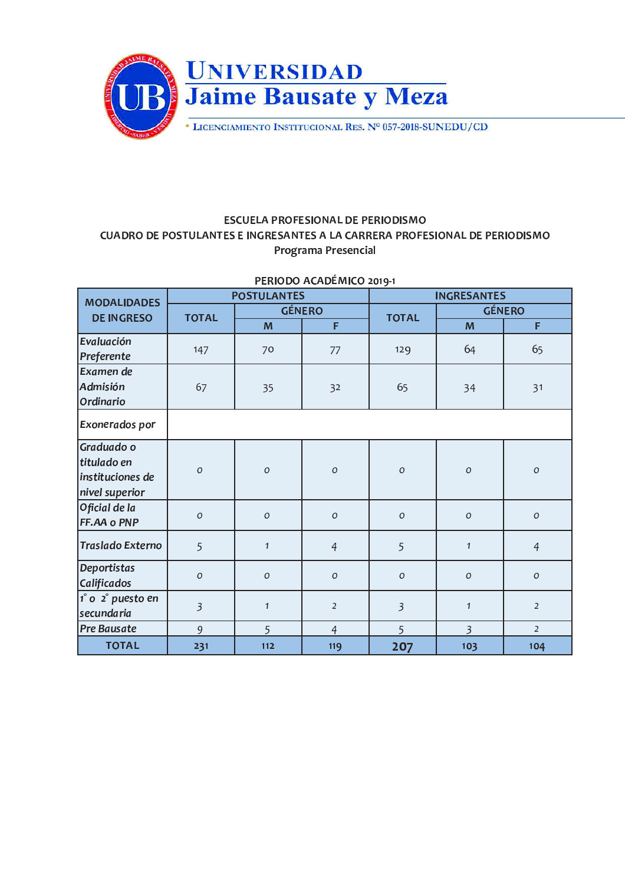# Universidad Jaime Bausate y Meza

• Licenciamiento Institucional Res. N° 057-2018-SUNEDU/CD

## ESCUELA PROFESIONAL DE PERIODISMO

### CUADRO DE POSTULANTES E INGRESANTES A LA CARRERA PROFESIONAL DE PERIODISMO

Programa Presencial

PERIODO ACADÉMICO 2019-1

| MODALIDADES DE INGRESO | POSTULANTES | | | INGRESANTES | | |
|---|---|---|---|---|---|---|
| | TOTAL | GÉNERO | | TOTAL | GÉNERO | |
| | | M | F | | M | F |
| *Evaluación Preferente* | 147 | 70 | 77 | 129 | 64 | 65 |
| *Examen de Admisión Ordinario* | 67 | 35 | 32 | 65 | 34 | 31 |
| *Exonerados por* | | | | | | |
| *Graduado o titulado en instituciones de nivel superior* | 0 | 0 | 0 | 0 | 0 | 0 |
| *Oficial de la FF.AA o PNP* | 0 | 0 | 0 | 0 | 0 | 0 |
| *Traslado Externo* | 5 | 1 | 4 | 5 | 1 | 4 |
| *Deportistas Calificados* | 0 | 0 | 0 | 0 | 0 | 0 |
| *1° o 2° puesto en secundaria* | 3 | 1 | 2 | 3 | 1 | 2 |
| *Pre Bausate* | 9 | 5 | 4 | 5 | 3 | 2 |
| **TOTAL** | **231** | **112** | **119** | **207** | **103** | **104** |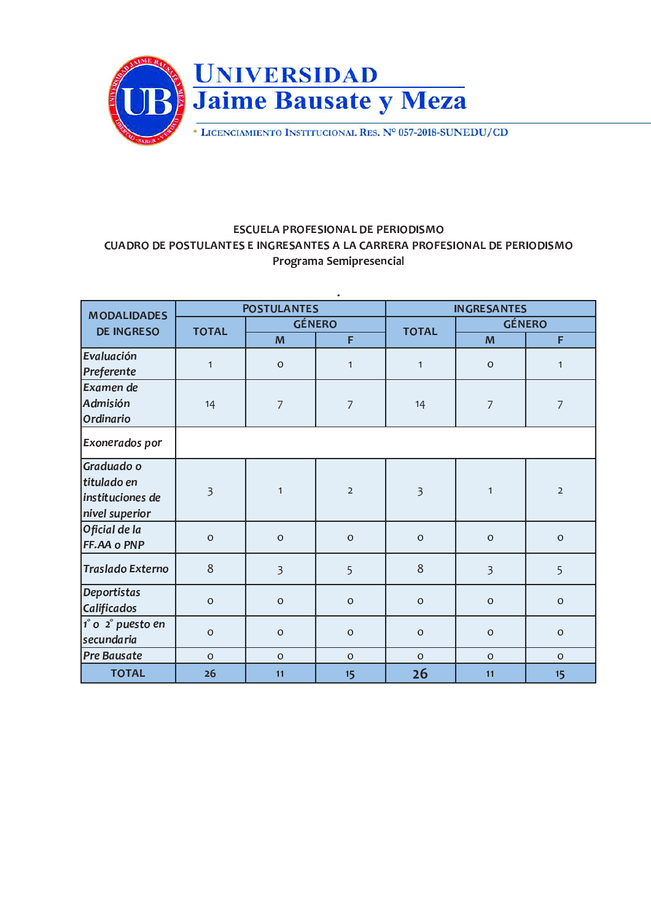**UNIVERSIDAD Jaime Bausate y Meza**

• LICENCIAMIENTO INSTITUCIONAL RES. N° 057-2018-SUNEDU/CD

ESCUELA PROFESIONAL DE PERIODISMO

CUADRO DE POSTULANTES E INGRESANTES A LA CARRERA PROFESIONAL DE PERIODISMO

Programa Semipresencial

| MODALIDADES DE INGRESO | POSTULANTES | | | INGRESANTES | | |
|---|---|---|---|---|---|---|
| | TOTAL | GÉNERO | | TOTAL | GÉNERO | |
| | | M | F | | M | F |
| *Evaluación Preferente* | 1 | 0 | 1 | 1 | 0 | 1 |
| *Examen de Admisión Ordinario* | 14 | 7 | 7 | 14 | 7 | 7 |
| *Exonerados por* | | | | | | |
| *Graduado o titulado en instituciones de nivel superior* | 3 | 1 | 2 | 3 | 1 | 2 |
| *Oficial de la FF.AA o PNP* | 0 | 0 | 0 | 0 | 0 | 0 |
| *Traslado Externo* | 8 | 3 | 5 | 8 | 3 | 5 |
| *Deportistas Calificados* | 0 | 0 | 0 | 0 | 0 | 0 |
| *1° o 2° puesto en secundaria* | 0 | 0 | 0 | 0 | 0 | 0 |
| *Pre Bausate* | 0 | 0 | 0 | 0 | 0 | 0 |
| **TOTAL** | **26** | **11** | **15** | **26** | **11** | **15** |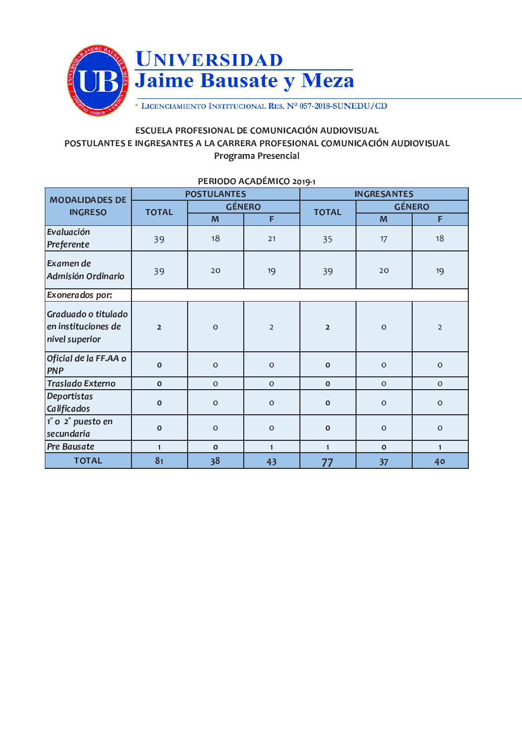# UNIVERSIDAD Jaime Bausate y Meza

• LICENCIAMIENTO INSTITUCIONAL RES. N° 057-2018-SUNEDU/CD

ESCUELA PROFESIONAL DE COMUNICACIÓN AUDIOVISUAL

POSTULANTES E INGRESANTES A LA CARRERA PROFESIONAL COMUNICACIÓN AUDIOVISUAL

Programa Presencial

PERIODO ACADÉMICO 2019-1

| MODALIDADES DE INGRESO | POSTULANTES | | | INGRESANTES | | |
|---|---|---|---|---|---|---|
| | TOTAL | GÉNERO | | TOTAL | GÉNERO | |
| | | M | F | | M | F |
| *Evaluación Preferente* | 39 | 18 | 21 | 35 | 17 | 18 |
| *Examen de Admisión Ordinario* | 39 | 20 | 19 | 39 | 20 | 19 |
| *Exonerados por:* | | | | | | |
| *Graduado o titulado en instituciones de nivel superior* | 2 | 0 | 2 | 2 | 0 | 2 |
| *Oficial de la FF.AA o PNP* | 0 | 0 | 0 | 0 | 0 | 0 |
| *Traslado Externo* | 0 | 0 | 0 | 0 | 0 | 0 |
| *Deportistas Calificados* | 0 | 0 | 0 | 0 | 0 | 0 |
| *1° o 2° puesto en secundaria* | 0 | 0 | 0 | 0 | 0 | 0 |
| *Pre Bausate* | 1 | 0 | 1 | 1 | 0 | 1 |
| **TOTAL** | 81 | 38 | 43 | 77 | 37 | 40 |